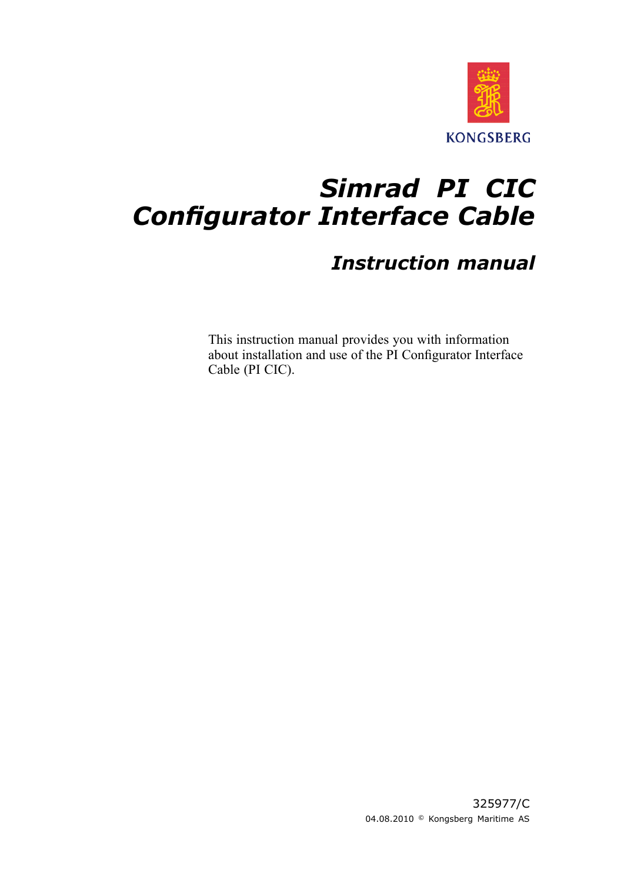KONGSBERG

# *Simrad PI CIC Configurator Interface Cable*

## *Instruction manual*

This instruction manual provides you with information about installation and use of the PI Configurator Interface Cable (PI CIC).

325977/C

04.08.2010 © Kongsberg Maritime AS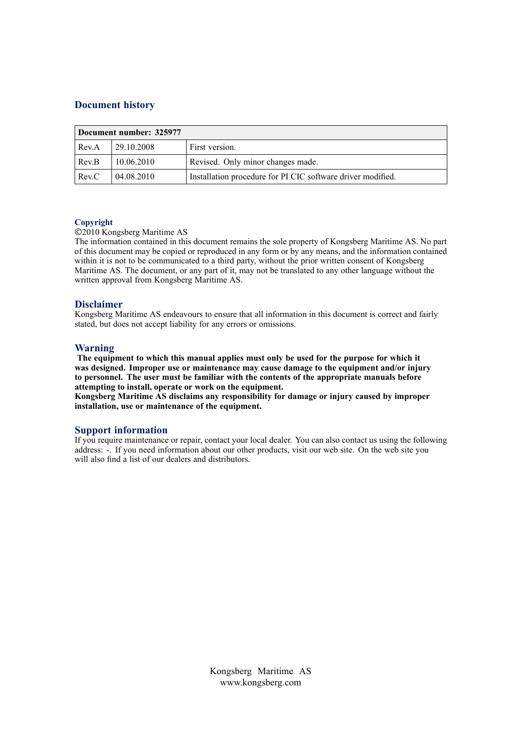## Document history

| Document number: 325977 | | |
|---|---|---|
| Rev.A | 29.10.2008 | First version. |
| Rev.B | 10.06.2010 | Revised. Only minor changes made. |
| Rev.C | 04.08.2010 | Installation procedure for PI CIC software driver modified. |

### Copyright

©2010 Kongsberg Maritime AS
The information contained in this document remains the sole property of Kongsberg Maritime AS. No part of this document may be copied or reproduced in any form or by any means, and the information contained within it is not to be communicated to a third party, without the prior written consent of Kongsberg Maritime AS. The document, or any part of it, may not be translated to any other language without the written approval from Kongsberg Maritime AS.

## Disclaimer

Kongsberg Maritime AS endeavours to ensure that all information in this document is correct and fairly stated, but does not accept liability for any errors or omissions.

## Warning

**The equipment to which this manual applies must only be used for the purpose for which it was designed. Improper use or maintenance may cause damage to the equipment and/or injury to personnel. The user must be familiar with the contents of the appropriate manuals before attempting to install, operate or work on the equipment.**
**Kongsberg Maritime AS disclaims any responsibility for damage or injury caused by improper installation, use or maintenance of the equipment.**

## Support information

If you require maintenance or repair, contact your local dealer. You can also contact us using the following address: -. If you need information about our other products, visit our web site. On the web site you will also find a list of our dealers and distributors.

Kongsberg Maritime AS
www.kongsberg.com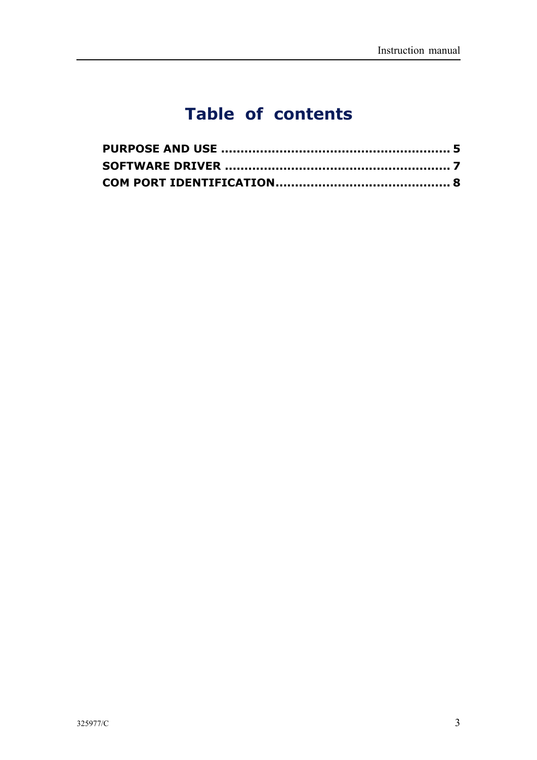# Table of contents

**PURPOSE AND USE ........................................................ 5**
**SOFTWARE DRIVER ...................................................... 7**
**COM PORT IDENTIFICATION.......................................... 8**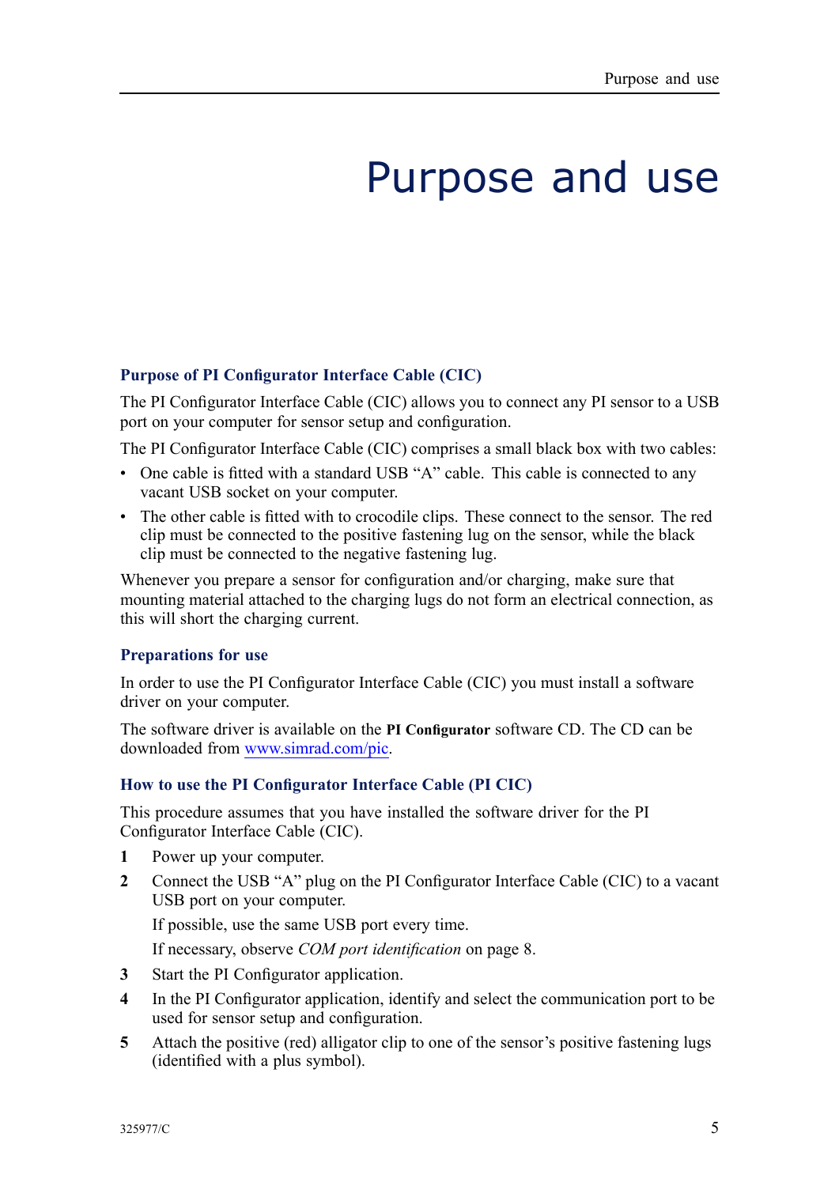# Purpose and use

### Purpose of PI Configurator Interface Cable (CIC)

The PI Configurator Interface Cable (CIC) allows you to connect any PI sensor to a USB port on your computer for sensor setup and configuration.

The PI Configurator Interface Cable (CIC) comprises a small black box with two cables:

- One cable is fitted with a standard USB “A” cable. This cable is connected to any vacant USB socket on your computer.
- The other cable is fitted with to crocodile clips. These connect to the sensor. The red clip must be connected to the positive fastening lug on the sensor, while the black clip must be connected to the negative fastening lug.

Whenever you prepare a sensor for configuration and/or charging, make sure that mounting material attached to the charging lugs do not form an electrical connection, as this will short the charging current.

### Preparations for use

In order to use the PI Configurator Interface Cable (CIC) you must install a software driver on your computer.

The software driver is available on the **PI Configurator** software CD. The CD can be downloaded from www.simrad.com/pic.

### How to use the PI Configurator Interface Cable (PI CIC)

This procedure assumes that you have installed the software driver for the PI Configurator Interface Cable (CIC).

1. Power up your computer.
2. Connect the USB “A” plug on the PI Configurator Interface Cable (CIC) to a vacant USB port on your computer.

   If possible, use the same USB port every time.

   If necessary, observe *COM port identification* on page 8.
3. Start the PI Configurator application.
4. In the PI Configurator application, identify and select the communication port to be used for sensor setup and configuration.
5. Attach the positive (red) alligator clip to one of the sensor’s positive fastening lugs (identified with a plus symbol).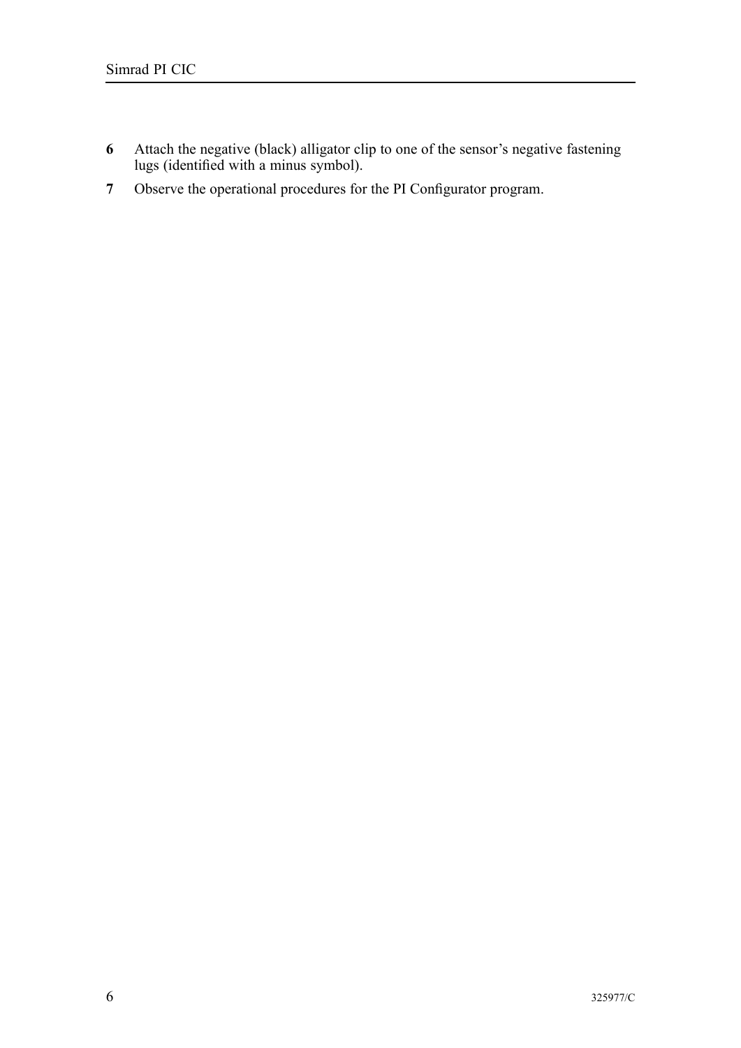6. Attach the negative (black) alligator clip to one of the sensor's negative fastening lugs (identified with a minus symbol).
7. Observe the operational procedures for the PI Configurator program.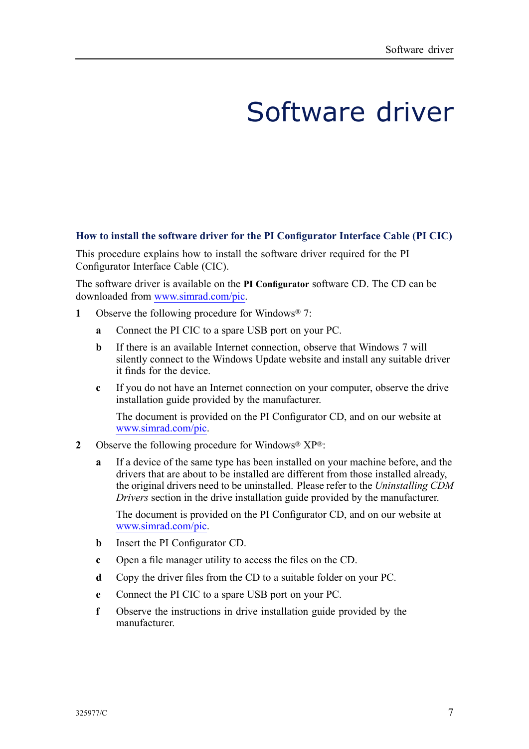# Software driver

### How to install the software driver for the PI Configurator Interface Cable (PI CIC)

This procedure explains how to install the software driver required for the PI Configurator Interface Cable (CIC).

The software driver is available on the **PI Configurator** software CD. The CD can be downloaded from www.simrad.com/pic.

1. Observe the following procedure for Windows® 7:
   - **a** Connect the PI CIC to a spare USB port on your PC.
   - **b** If there is an available Internet connection, observe that Windows 7 will silently connect to the Windows Update website and install any suitable driver it finds for the device.
   - **c** If you do not have an Internet connection on your computer, observe the drive installation guide provided by the manufacturer.

     The document is provided on the PI Configurator CD, and on our website at www.simrad.com/pic.
2. Observe the following procedure for Windows® XP®:
   - **a** If a device of the same type has been installed on your machine before, and the drivers that are about to be installed are different from those installed already, the original drivers need to be uninstalled. Please refer to the *Uninstalling CDM Drivers* section in the drive installation guide provided by the manufacturer.

     The document is provided on the PI Configurator CD, and on our website at www.simrad.com/pic.
   - **b** Insert the PI Configurator CD.
   - **c** Open a file manager utility to access the files on the CD.
   - **d** Copy the driver files from the CD to a suitable folder on your PC.
   - **e** Connect the PI CIC to a spare USB port on your PC.
   - **f** Observe the instructions in drive installation guide provided by the manufacturer.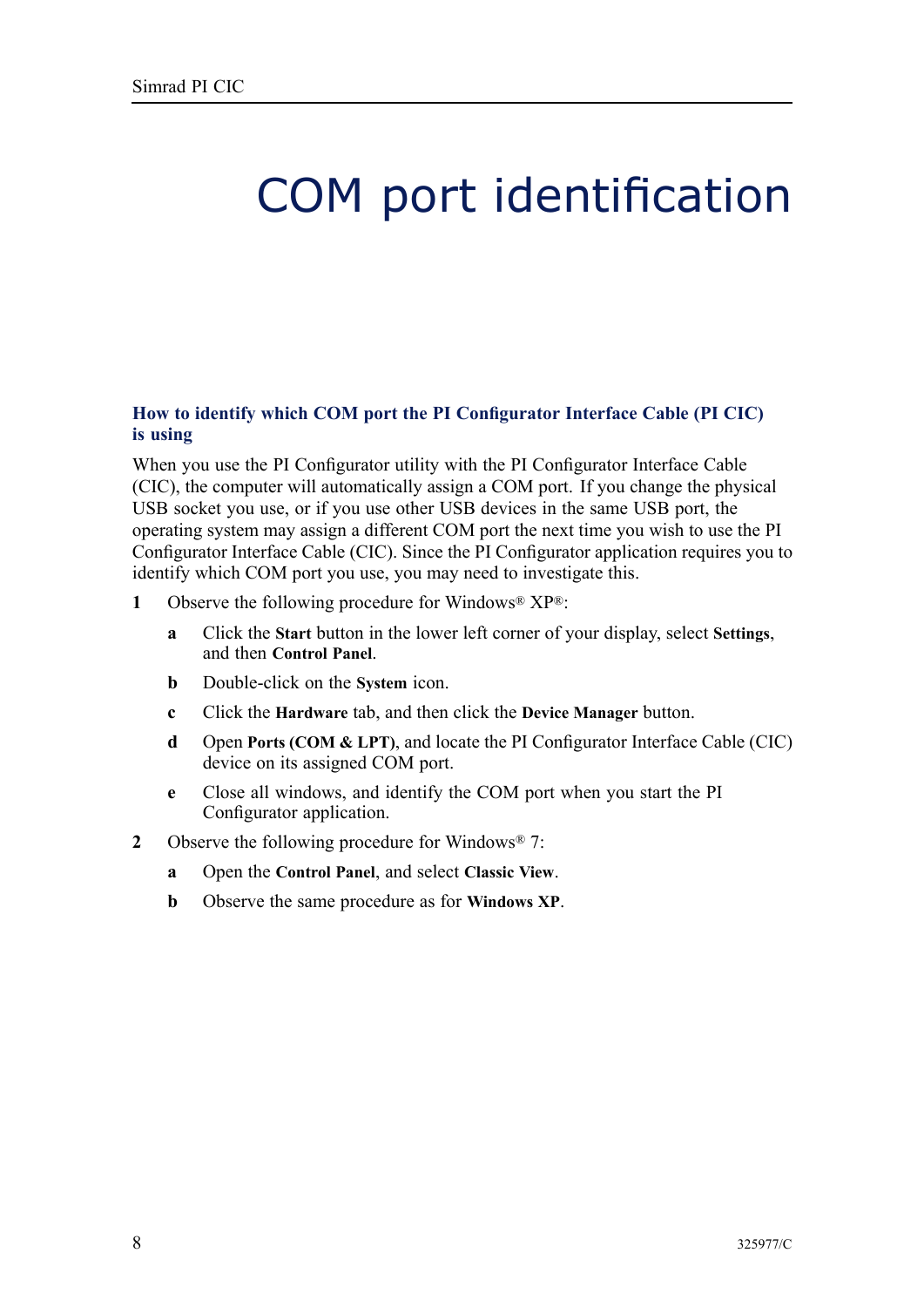# COM port identification

## How to identify which COM port the PI Configurator Interface Cable (PI CIC) is using

When you use the PI Configurator utility with the PI Configurator Interface Cable (CIC), the computer will automatically assign a COM port. If you change the physical USB socket you use, or if you use other USB devices in the same USB port, the operating system may assign a different COM port the next time you wish to use the PI Configurator Interface Cable (CIC). Since the PI Configurator application requires you to identify which COM port you use, you may need to investigate this.

1. Observe the following procedure for Windows® XP®:
   a. Click the **Start** button in the lower left corner of your display, select **Settings**, and then **Control Panel**.
   b. Double-click on the **System** icon.
   c. Click the **Hardware** tab, and then click the **Device Manager** button.
   d. Open **Ports (COM & LPT)**, and locate the PI Configurator Interface Cable (CIC) device on its assigned COM port.
   e. Close all windows, and identify the COM port when you start the PI Configurator application.
2. Observe the following procedure for Windows® 7:
   a. Open the **Control Panel**, and select **Classic View**.
   b. Observe the same procedure as for **Windows XP**.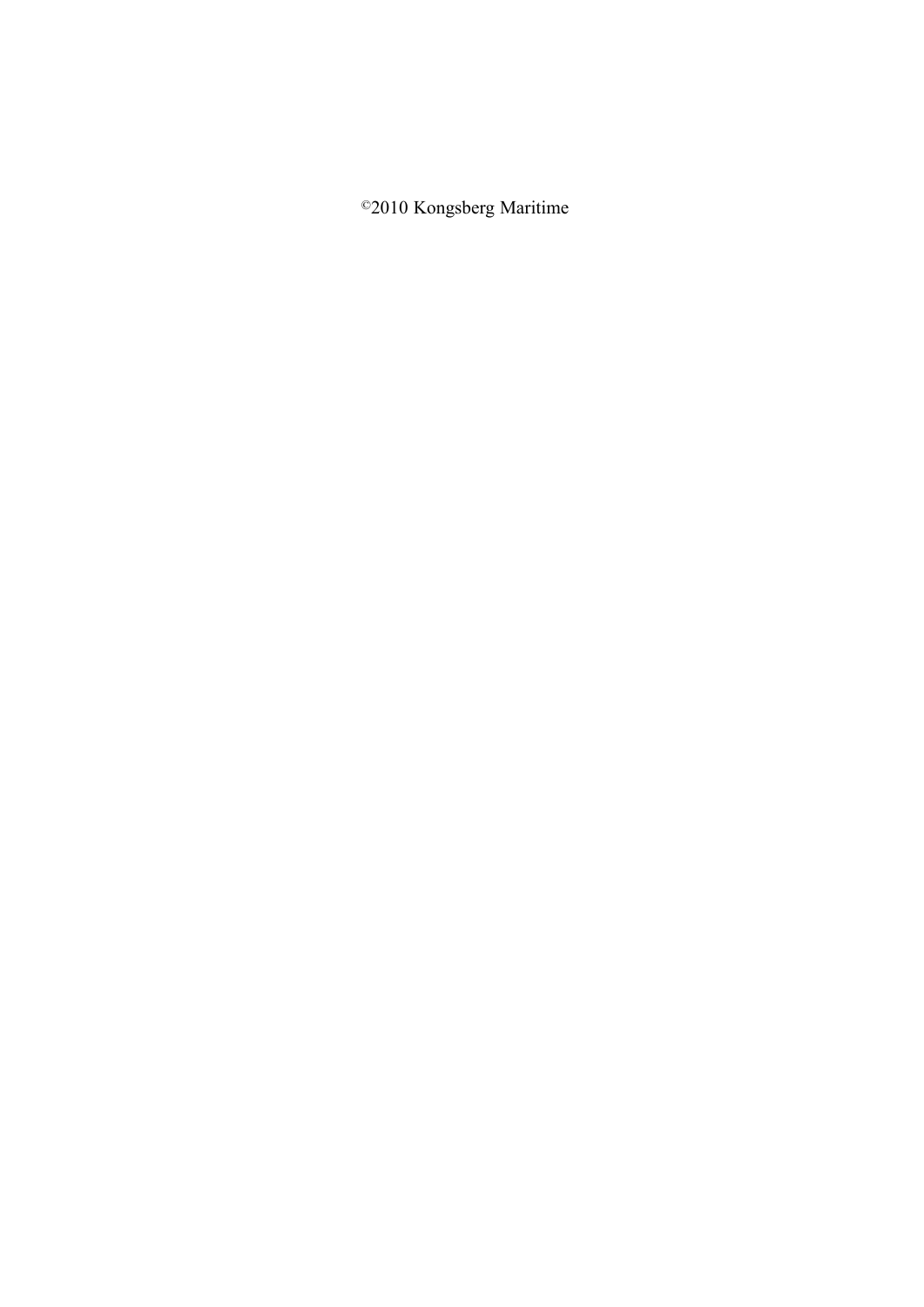©2010 Kongsberg Maritime